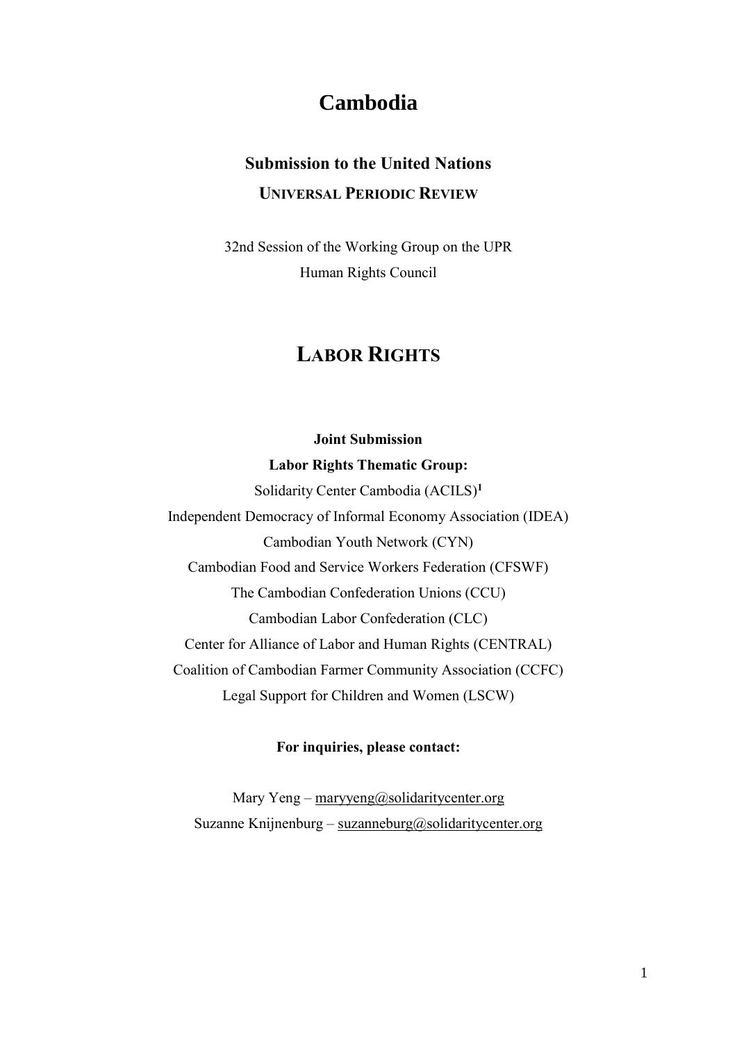# Cambodia

## Submission to the United Nations

### UNIVERSAL PERIODIC REVIEW

32nd Session of the Working Group on the UPR

Human Rights Council

## LABOR RIGHTS

**Joint Submission**

**Labor Rights Thematic Group:**

Solidarity Center Cambodia (ACILS)[1]

Independent Democracy of Informal Economy Association (IDEA)

Cambodian Youth Network (CYN)

Cambodian Food and Service Workers Federation (CFSWF)

The Cambodian Confederation Unions (CCU)

Cambodian Labor Confederation (CLC)

Center for Alliance of Labor and Human Rights (CENTRAL)

Coalition of Cambodian Farmer Community Association (CCFC)

Legal Support for Children and Women (LSCW)

**For inquiries, please contact:**

Mary Yeng – maryyeng@solidaritycenter.org

Suzanne Knijnenburg – suzanneburg@solidaritycenter.org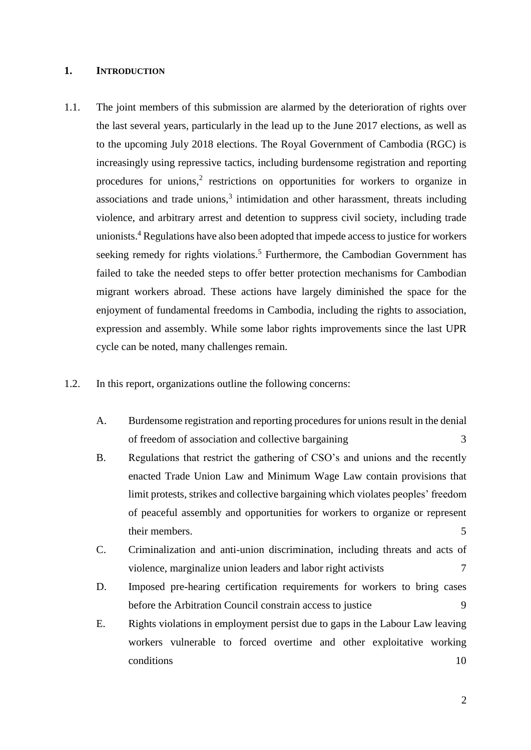## 1. INTRODUCTION

1.1. The joint members of this submission are alarmed by the deterioration of rights over the last several years, particularly in the lead up to the June 2017 elections, as well as to the upcoming July 2018 elections. The Royal Government of Cambodia (RGC) is increasingly using repressive tactics, including burdensome registration and reporting procedures for unions,[2] restrictions on opportunities for workers to organize in associations and trade unions,[3] intimidation and other harassment, threats including violence, and arbitrary arrest and detention to suppress civil society, including trade unionists.[4] Regulations have also been adopted that impede access to justice for workers seeking remedy for rights violations.[5] Furthermore, the Cambodian Government has failed to take the needed steps to offer better protection mechanisms for Cambodian migrant workers abroad. These actions have largely diminished the space for the enjoyment of fundamental freedoms in Cambodia, including the rights to association, expression and assembly. While some labor rights improvements since the last UPR cycle can be noted, many challenges remain.

1.2. In this report, organizations outline the following concerns:

A. Burdensome registration and reporting procedures for unions result in the denial of freedom of association and collective bargaining 3

B. Regulations that restrict the gathering of CSO's and unions and the recently enacted Trade Union Law and Minimum Wage Law contain provisions that limit protests, strikes and collective bargaining which violates peoples' freedom of peaceful assembly and opportunities for workers to organize or represent their members. 5

C. Criminalization and anti-union discrimination, including threats and acts of violence, marginalize union leaders and labor right activists 7

D. Imposed pre-hearing certification requirements for workers to bring cases before the Arbitration Council constrain access to justice 9

E. Rights violations in employment persist due to gaps in the Labour Law leaving workers vulnerable to forced overtime and other exploitative working conditions 10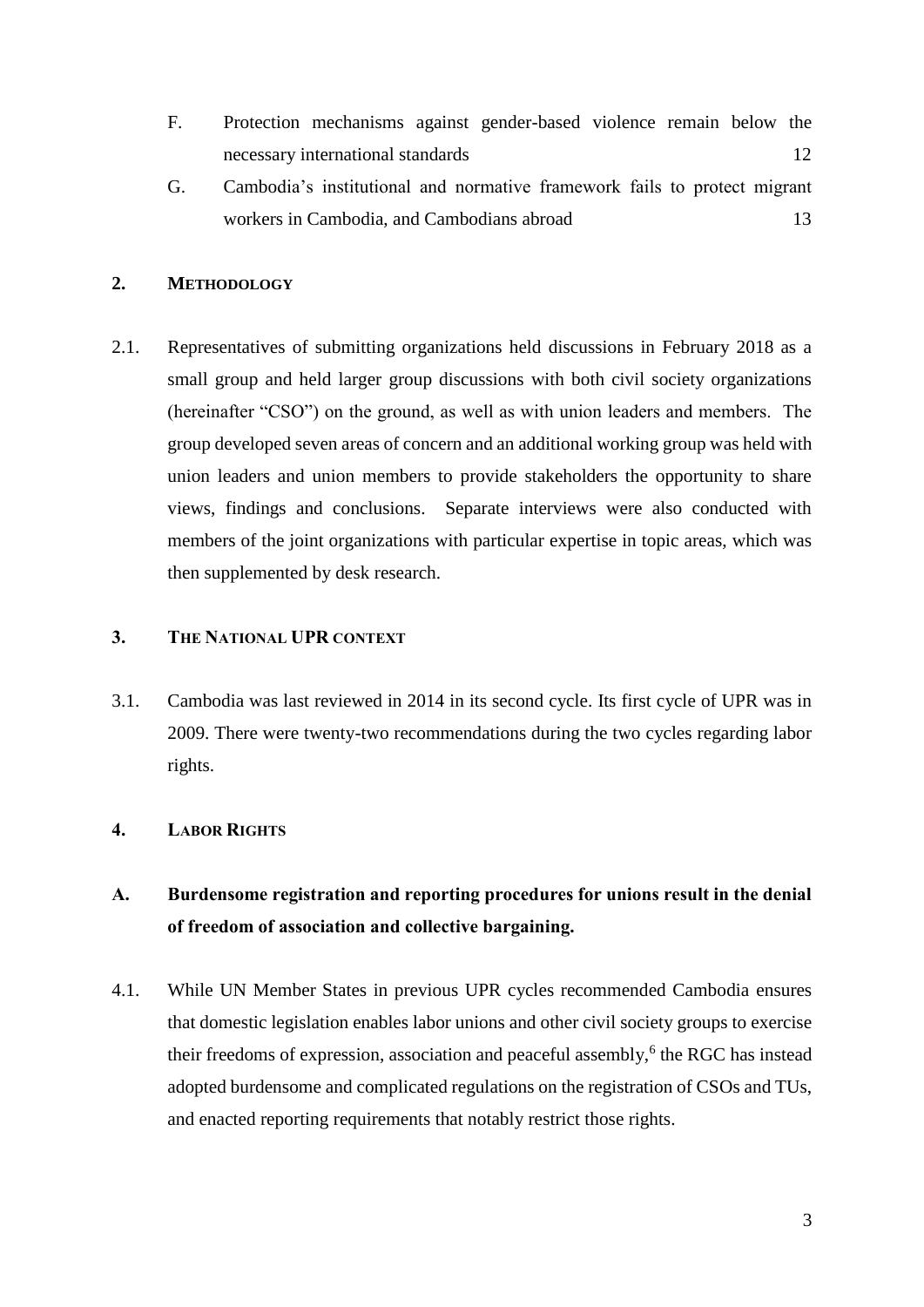F. Protection mechanisms against gender-based violence remain below the necessary international standards 12

G. Cambodia's institutional and normative framework fails to protect migrant workers in Cambodia, and Cambodians abroad 13

## 2. METHODOLOGY

2.1. Representatives of submitting organizations held discussions in February 2018 as a small group and held larger group discussions with both civil society organizations (hereinafter "CSO") on the ground, as well as with union leaders and members. The group developed seven areas of concern and an additional working group was held with union leaders and union members to provide stakeholders the opportunity to share views, findings and conclusions. Separate interviews were also conducted with members of the joint organizations with particular expertise in topic areas, which was then supplemented by desk research.

## 3. THE NATIONAL UPR CONTEXT

3.1. Cambodia was last reviewed in 2014 in its second cycle. Its first cycle of UPR was in 2009. There were twenty-two recommendations during the two cycles regarding labor rights.

## 4. LABOR RIGHTS

### A. Burdensome registration and reporting procedures for unions result in the denial of freedom of association and collective bargaining.

4.1. While UN Member States in previous UPR cycles recommended Cambodia ensures that domestic legislation enables labor unions and other civil society groups to exercise their freedoms of expression, association and peaceful assembly,[6] the RGC has instead adopted burdensome and complicated regulations on the registration of CSOs and TUs, and enacted reporting requirements that notably restrict those rights.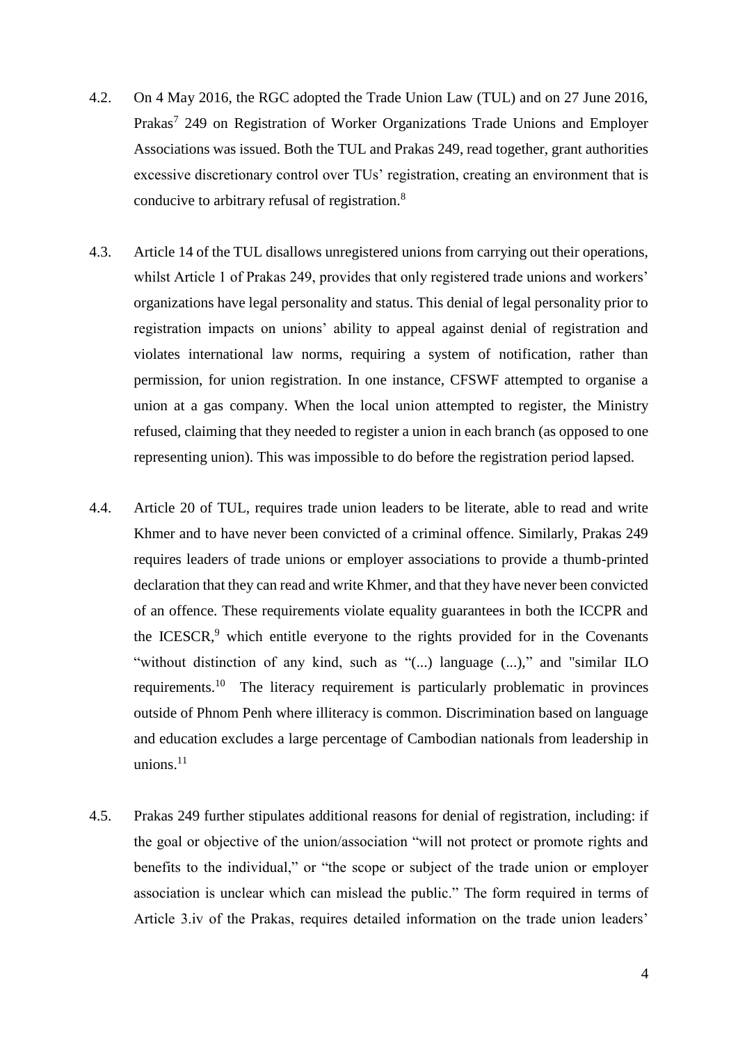4.2. On 4 May 2016, the RGC adopted the Trade Union Law (TUL) and on 27 June 2016, Prakas[7] 249 on Registration of Worker Organizations Trade Unions and Employer Associations was issued. Both the TUL and Prakas 249, read together, grant authorities excessive discretionary control over TUs' registration, creating an environment that is conducive to arbitrary refusal of registration.[8]

4.3. Article 14 of the TUL disallows unregistered unions from carrying out their operations, whilst Article 1 of Prakas 249, provides that only registered trade unions and workers' organizations have legal personality and status. This denial of legal personality prior to registration impacts on unions' ability to appeal against denial of registration and violates international law norms, requiring a system of notification, rather than permission, for union registration. In one instance, CFSWF attempted to organise a union at a gas company. When the local union attempted to register, the Ministry refused, claiming that they needed to register a union in each branch (as opposed to one representing union). This was impossible to do before the registration period lapsed.

4.4. Article 20 of TUL, requires trade union leaders to be literate, able to read and write Khmer and to have never been convicted of a criminal offence. Similarly, Prakas 249 requires leaders of trade unions or employer associations to provide a thumb-printed declaration that they can read and write Khmer, and that they have never been convicted of an offence. These requirements violate equality guarantees in both the ICCPR and the ICESCR,[9] which entitle everyone to the rights provided for in the Covenants "without distinction of any kind, such as "(...) language (...)," and "similar ILO requirements.[10] The literacy requirement is particularly problematic in provinces outside of Phnom Penh where illiteracy is common. Discrimination based on language and education excludes a large percentage of Cambodian nationals from leadership in unions.[11]

4.5. Prakas 249 further stipulates additional reasons for denial of registration, including: if the goal or objective of the union/association "will not protect or promote rights and benefits to the individual," or "the scope or subject of the trade union or employer association is unclear which can mislead the public." The form required in terms of Article 3.iv of the Prakas, requires detailed information on the trade union leaders'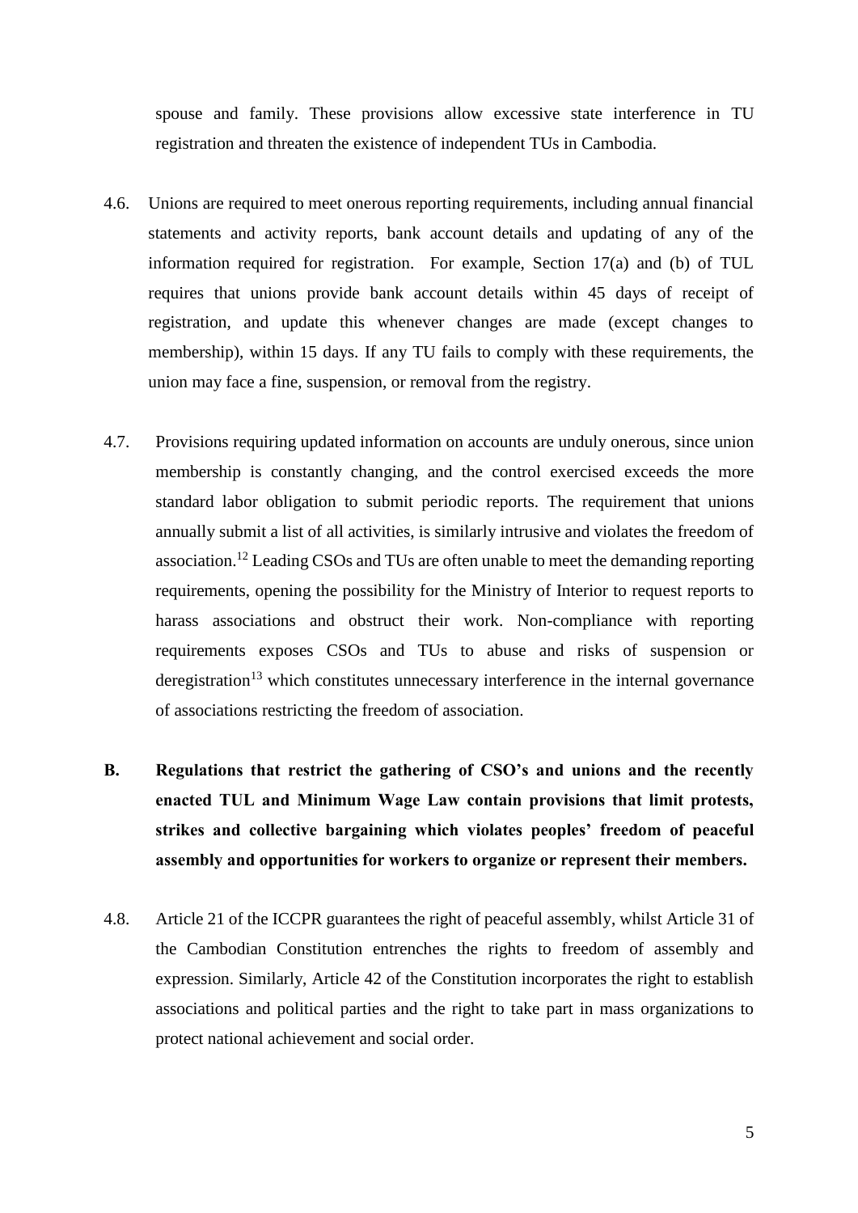spouse and family. These provisions allow excessive state interference in TU registration and threaten the existence of independent TUs in Cambodia.

4.6. Unions are required to meet onerous reporting requirements, including annual financial statements and activity reports, bank account details and updating of any of the information required for registration. For example, Section 17(a) and (b) of TUL requires that unions provide bank account details within 45 days of receipt of registration, and update this whenever changes are made (except changes to membership), within 15 days. If any TU fails to comply with these requirements, the union may face a fine, suspension, or removal from the registry.

4.7. Provisions requiring updated information on accounts are unduly onerous, since union membership is constantly changing, and the control exercised exceeds the more standard labor obligation to submit periodic reports. The requirement that unions annually submit a list of all activities, is similarly intrusive and violates the freedom of association.[12] Leading CSOs and TUs are often unable to meet the demanding reporting requirements, opening the possibility for the Ministry of Interior to request reports to harass associations and obstruct their work. Non-compliance with reporting requirements exposes CSOs and TUs to abuse and risks of suspension or deregistration[13] which constitutes unnecessary interference in the internal governance of associations restricting the freedom of association.

**B. Regulations that restrict the gathering of CSO's and unions and the recently enacted TUL and Minimum Wage Law contain provisions that limit protests, strikes and collective bargaining which violates peoples' freedom of peaceful assembly and opportunities for workers to organize or represent their members.**

4.8. Article 21 of the ICCPR guarantees the right of peaceful assembly, whilst Article 31 of the Cambodian Constitution entrenches the rights to freedom of assembly and expression. Similarly, Article 42 of the Constitution incorporates the right to establish associations and political parties and the right to take part in mass organizations to protect national achievement and social order.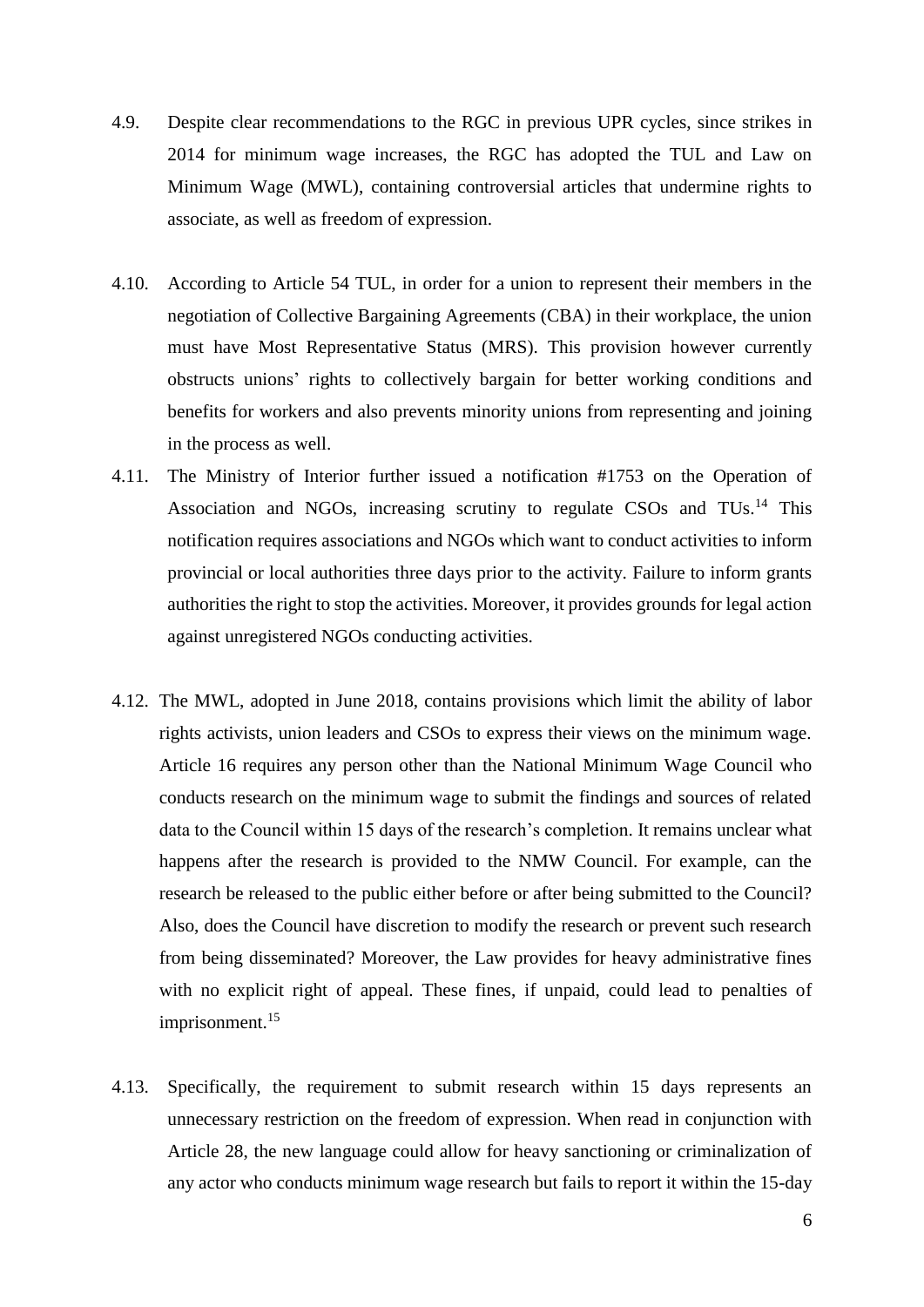4.9. Despite clear recommendations to the RGC in previous UPR cycles, since strikes in 2014 for minimum wage increases, the RGC has adopted the TUL and Law on Minimum Wage (MWL), containing controversial articles that undermine rights to associate, as well as freedom of expression.

4.10. According to Article 54 TUL, in order for a union to represent their members in the negotiation of Collective Bargaining Agreements (CBA) in their workplace, the union must have Most Representative Status (MRS). This provision however currently obstructs unions' rights to collectively bargain for better working conditions and benefits for workers and also prevents minority unions from representing and joining in the process as well.

4.11. The Ministry of Interior further issued a notification #1753 on the Operation of Association and NGOs, increasing scrutiny to regulate CSOs and TUs.[14] This notification requires associations and NGOs which want to conduct activities to inform provincial or local authorities three days prior to the activity. Failure to inform grants authorities the right to stop the activities. Moreover, it provides grounds for legal action against unregistered NGOs conducting activities.

4.12. The MWL, adopted in June 2018, contains provisions which limit the ability of labor rights activists, union leaders and CSOs to express their views on the minimum wage. Article 16 requires any person other than the National Minimum Wage Council who conducts research on the minimum wage to submit the findings and sources of related data to the Council within 15 days of the research's completion. It remains unclear what happens after the research is provided to the NMW Council. For example, can the research be released to the public either before or after being submitted to the Council? Also, does the Council have discretion to modify the research or prevent such research from being disseminated? Moreover, the Law provides for heavy administrative fines with no explicit right of appeal. These fines, if unpaid, could lead to penalties of imprisonment.[15]

4.13. Specifically, the requirement to submit research within 15 days represents an unnecessary restriction on the freedom of expression. When read in conjunction with Article 28, the new language could allow for heavy sanctioning or criminalization of any actor who conducts minimum wage research but fails to report it within the 15-day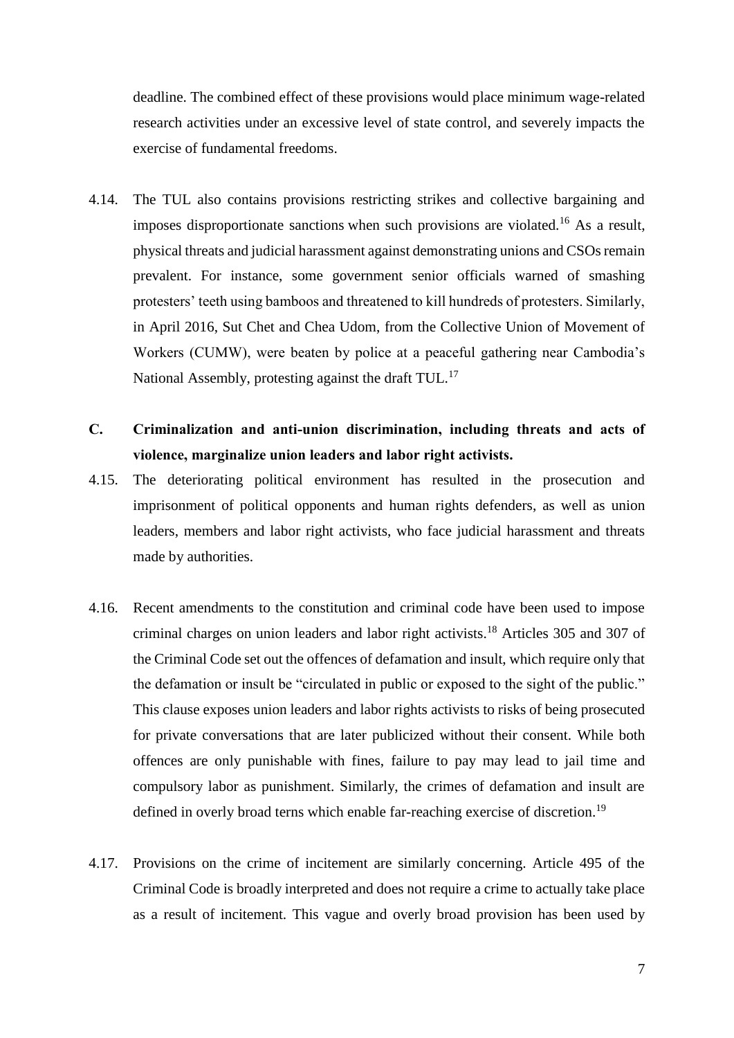deadline. The combined effect of these provisions would place minimum wage-related research activities under an excessive level of state control, and severely impacts the exercise of fundamental freedoms.

4.14. The TUL also contains provisions restricting strikes and collective bargaining and imposes disproportionate sanctions when such provisions are violated.[16] As a result, physical threats and judicial harassment against demonstrating unions and CSOs remain prevalent. For instance, some government senior officials warned of smashing protesters' teeth using bamboos and threatened to kill hundreds of protesters. Similarly, in April 2016, Sut Chet and Chea Udom, from the Collective Union of Movement of Workers (CUMW), were beaten by police at a peaceful gathering near Cambodia's National Assembly, protesting against the draft TUL.[17]

## C. Criminalization and anti-union discrimination, including threats and acts of violence, marginalize union leaders and labor right activists.

4.15. The deteriorating political environment has resulted in the prosecution and imprisonment of political opponents and human rights defenders, as well as union leaders, members and labor right activists, who face judicial harassment and threats made by authorities.

4.16. Recent amendments to the constitution and criminal code have been used to impose criminal charges on union leaders and labor right activists.[18] Articles 305 and 307 of the Criminal Code set out the offences of defamation and insult, which require only that the defamation or insult be "circulated in public or exposed to the sight of the public." This clause exposes union leaders and labor rights activists to risks of being prosecuted for private conversations that are later publicized without their consent. While both offences are only punishable with fines, failure to pay may lead to jail time and compulsory labor as punishment. Similarly, the crimes of defamation and insult are defined in overly broad terns which enable far-reaching exercise of discretion.[19]

4.17. Provisions on the crime of incitement are similarly concerning. Article 495 of the Criminal Code is broadly interpreted and does not require a crime to actually take place as a result of incitement. This vague and overly broad provision has been used by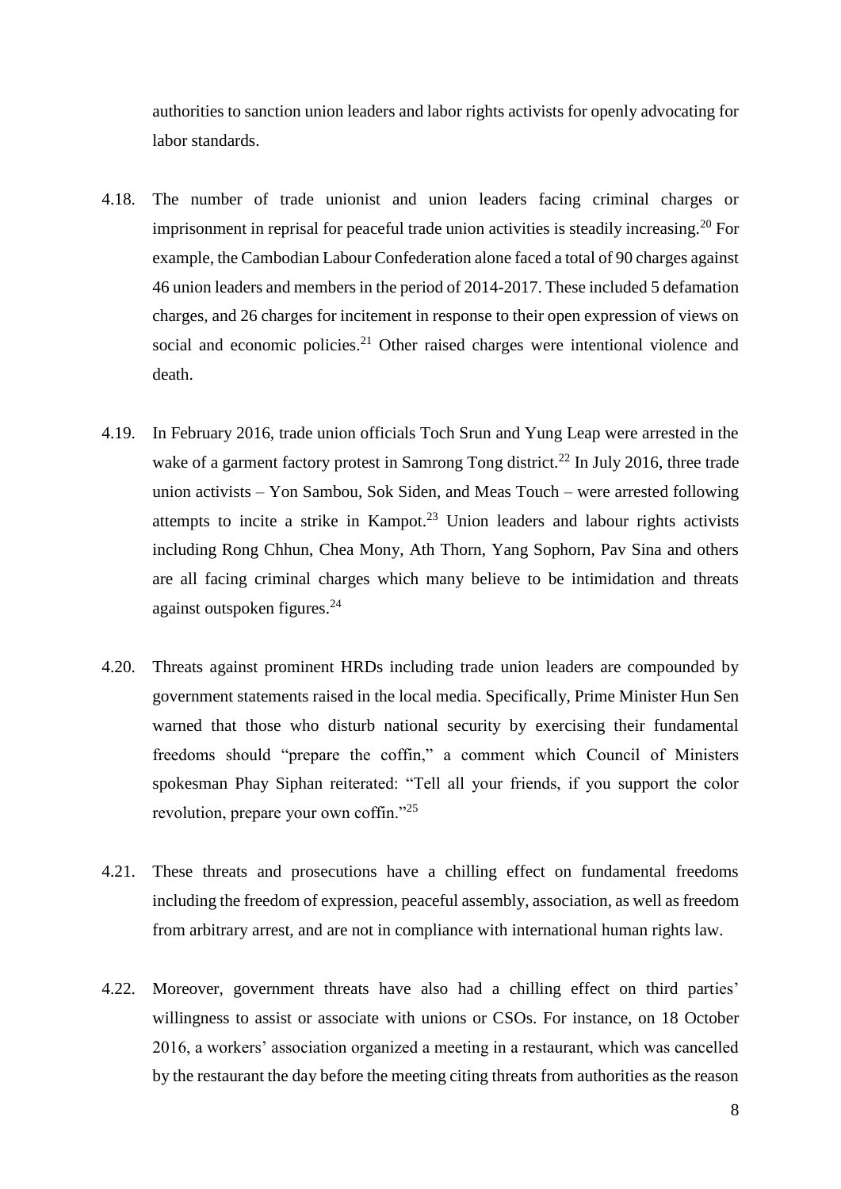authorities to sanction union leaders and labor rights activists for openly advocating for labor standards.

4.18. The number of trade unionist and union leaders facing criminal charges or imprisonment in reprisal for peaceful trade union activities is steadily increasing.[20] For example, the Cambodian Labour Confederation alone faced a total of 90 charges against 46 union leaders and members in the period of 2014-2017. These included 5 defamation charges, and 26 charges for incitement in response to their open expression of views on social and economic policies.[21] Other raised charges were intentional violence and death.

4.19. In February 2016, trade union officials Toch Srun and Yung Leap were arrested in the wake of a garment factory protest in Samrong Tong district.[22] In July 2016, three trade union activists – Yon Sambou, Sok Siden, and Meas Touch – were arrested following attempts to incite a strike in Kampot.[23] Union leaders and labour rights activists including Rong Chhun, Chea Mony, Ath Thorn, Yang Sophorn, Pav Sina and others are all facing criminal charges which many believe to be intimidation and threats against outspoken figures.[24]

4.20. Threats against prominent HRDs including trade union leaders are compounded by government statements raised in the local media. Specifically, Prime Minister Hun Sen warned that those who disturb national security by exercising their fundamental freedoms should "prepare the coffin," a comment which Council of Ministers spokesman Phay Siphan reiterated: "Tell all your friends, if you support the color revolution, prepare your own coffin."[25]

4.21. These threats and prosecutions have a chilling effect on fundamental freedoms including the freedom of expression, peaceful assembly, association, as well as freedom from arbitrary arrest, and are not in compliance with international human rights law.

4.22. Moreover, government threats have also had a chilling effect on third parties' willingness to assist or associate with unions or CSOs. For instance, on 18 October 2016, a workers' association organized a meeting in a restaurant, which was cancelled by the restaurant the day before the meeting citing threats from authorities as the reason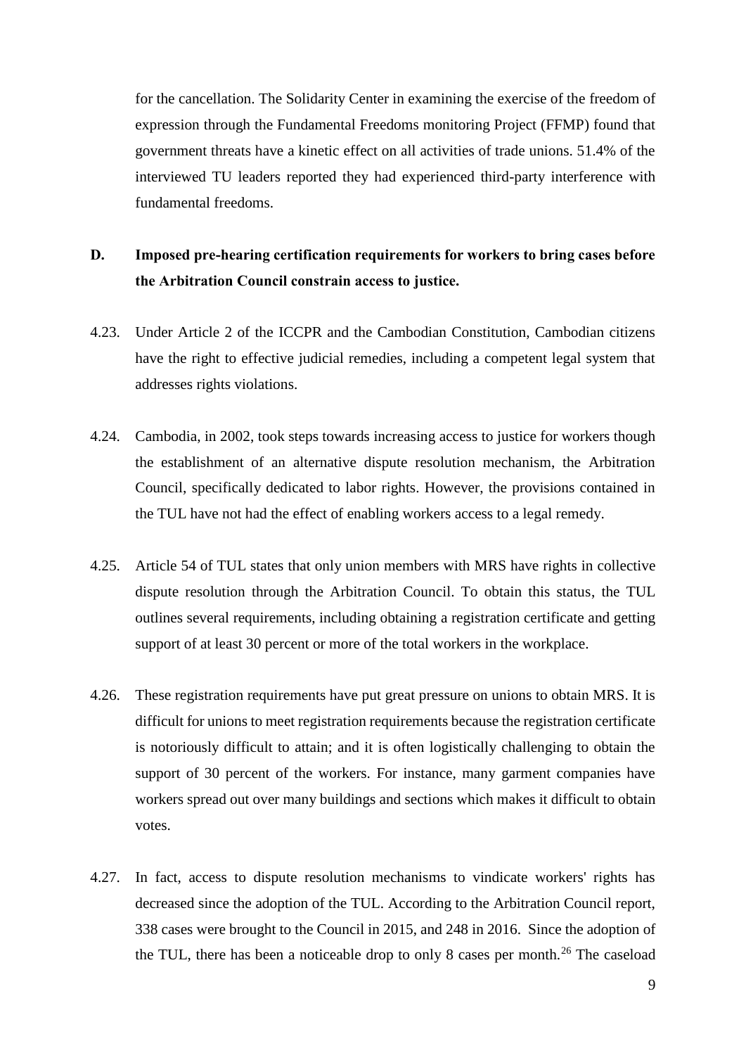for the cancellation. The Solidarity Center in examining the exercise of the freedom of expression through the Fundamental Freedoms monitoring Project (FFMP) found that government threats have a kinetic effect on all activities of trade unions. 51.4% of the interviewed TU leaders reported they had experienced third-party interference with fundamental freedoms.

**D. Imposed pre-hearing certification requirements for workers to bring cases before the Arbitration Council constrain access to justice.**

4.23. Under Article 2 of the ICCPR and the Cambodian Constitution, Cambodian citizens have the right to effective judicial remedies, including a competent legal system that addresses rights violations.

4.24. Cambodia, in 2002, took steps towards increasing access to justice for workers though the establishment of an alternative dispute resolution mechanism, the Arbitration Council, specifically dedicated to labor rights. However, the provisions contained in the TUL have not had the effect of enabling workers access to a legal remedy.

4.25. Article 54 of TUL states that only union members with MRS have rights in collective dispute resolution through the Arbitration Council. To obtain this status, the TUL outlines several requirements, including obtaining a registration certificate and getting support of at least 30 percent or more of the total workers in the workplace.

4.26. These registration requirements have put great pressure on unions to obtain MRS. It is difficult for unions to meet registration requirements because the registration certificate is notoriously difficult to attain; and it is often logistically challenging to obtain the support of 30 percent of the workers. For instance, many garment companies have workers spread out over many buildings and sections which makes it difficult to obtain votes.

4.27. In fact, access to dispute resolution mechanisms to vindicate workers' rights has decreased since the adoption of the TUL. According to the Arbitration Council report, 338 cases were brought to the Council in 2015, and 248 in 2016. Since the adoption of the TUL, there has been a noticeable drop to only 8 cases per month.[26] The caseload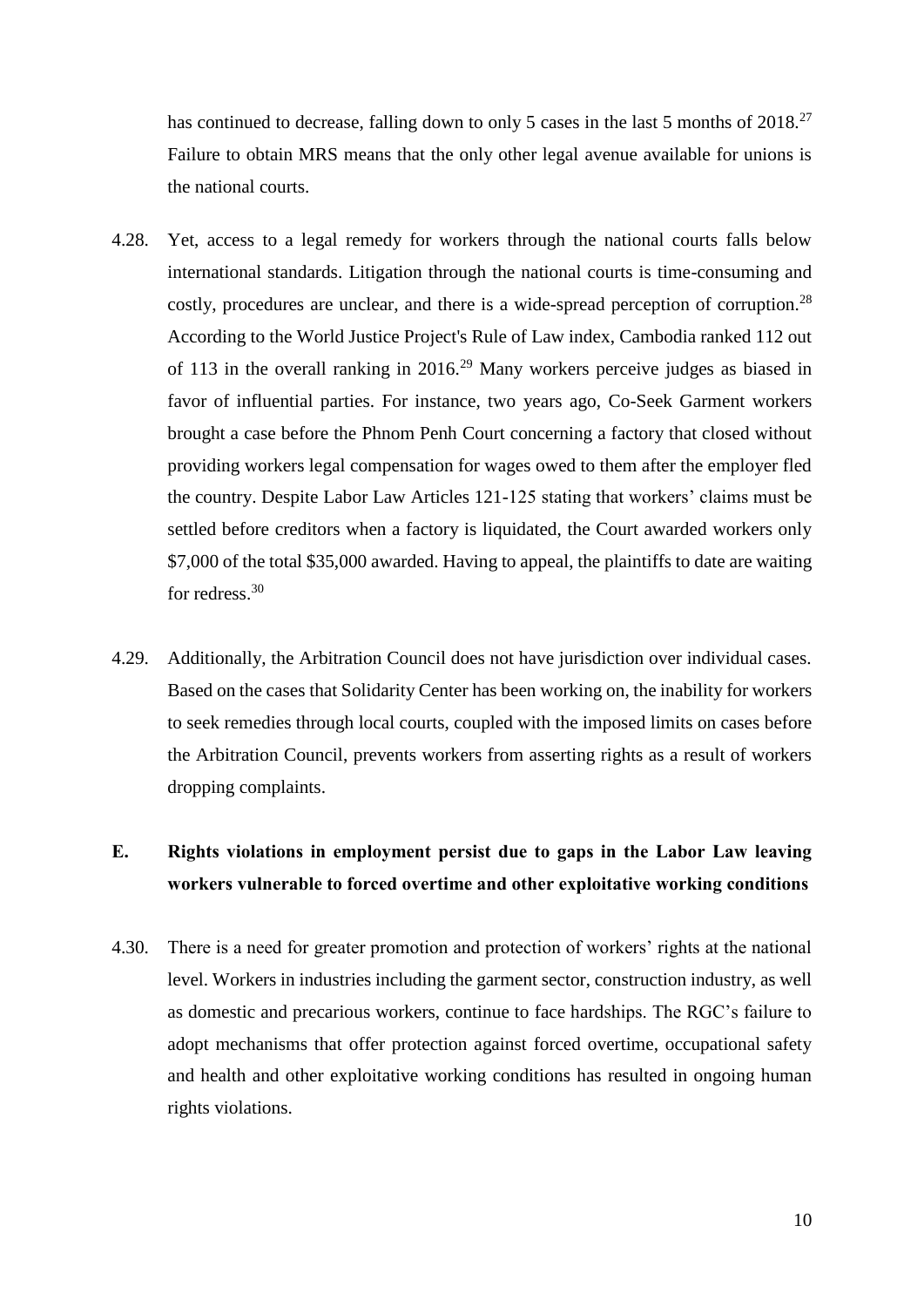has continued to decrease, falling down to only 5 cases in the last 5 months of 2018.[27] Failure to obtain MRS means that the only other legal avenue available for unions is the national courts.

4.28. Yet, access to a legal remedy for workers through the national courts falls below international standards. Litigation through the national courts is time-consuming and costly, procedures are unclear, and there is a wide-spread perception of corruption.[28] According to the World Justice Project's Rule of Law index, Cambodia ranked 112 out of 113 in the overall ranking in 2016.[29] Many workers perceive judges as biased in favor of influential parties. For instance, two years ago, Co-Seek Garment workers brought a case before the Phnom Penh Court concerning a factory that closed without providing workers legal compensation for wages owed to them after the employer fled the country. Despite Labor Law Articles 121-125 stating that workers' claims must be settled before creditors when a factory is liquidated, the Court awarded workers only \$7,000 of the total \$35,000 awarded. Having to appeal, the plaintiffs to date are waiting for redress.[30]

4.29. Additionally, the Arbitration Council does not have jurisdiction over individual cases. Based on the cases that Solidarity Center has been working on, the inability for workers to seek remedies through local courts, coupled with the imposed limits on cases before the Arbitration Council, prevents workers from asserting rights as a result of workers dropping complaints.

## E. Rights violations in employment persist due to gaps in the Labor Law leaving workers vulnerable to forced overtime and other exploitative working conditions

4.30. There is a need for greater promotion and protection of workers' rights at the national level. Workers in industries including the garment sector, construction industry, as well as domestic and precarious workers, continue to face hardships. The RGC's failure to adopt mechanisms that offer protection against forced overtime, occupational safety and health and other exploitative working conditions has resulted in ongoing human rights violations.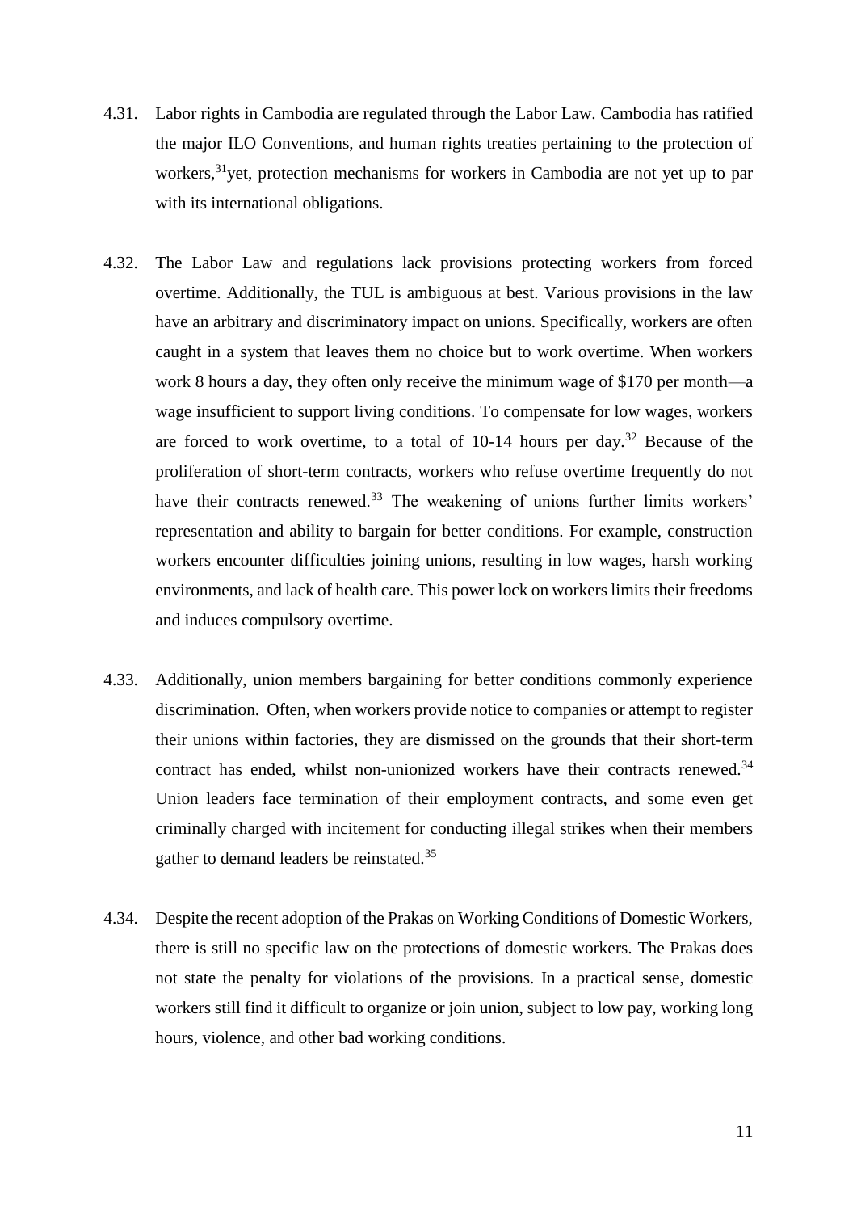4.31. Labor rights in Cambodia are regulated through the Labor Law. Cambodia has ratified the major ILO Conventions, and human rights treaties pertaining to the protection of workers,[31]yet, protection mechanisms for workers in Cambodia are not yet up to par with its international obligations.

4.32. The Labor Law and regulations lack provisions protecting workers from forced overtime. Additionally, the TUL is ambiguous at best. Various provisions in the law have an arbitrary and discriminatory impact on unions. Specifically, workers are often caught in a system that leaves them no choice but to work overtime. When workers work 8 hours a day, they often only receive the minimum wage of $170 per month—a wage insufficient to support living conditions. To compensate for low wages, workers are forced to work overtime, to a total of 10-14 hours per day.[32] Because of the proliferation of short-term contracts, workers who refuse overtime frequently do not have their contracts renewed.[33] The weakening of unions further limits workers' representation and ability to bargain for better conditions. For example, construction workers encounter difficulties joining unions, resulting in low wages, harsh working environments, and lack of health care. This power lock on workers limits their freedoms and induces compulsory overtime.

4.33. Additionally, union members bargaining for better conditions commonly experience discrimination. Often, when workers provide notice to companies or attempt to register their unions within factories, they are dismissed on the grounds that their short-term contract has ended, whilst non-unionized workers have their contracts renewed.[34] Union leaders face termination of their employment contracts, and some even get criminally charged with incitement for conducting illegal strikes when their members gather to demand leaders be reinstated.[35]

4.34. Despite the recent adoption of the Prakas on Working Conditions of Domestic Workers, there is still no specific law on the protections of domestic workers. The Prakas does not state the penalty for violations of the provisions. In a practical sense, domestic workers still find it difficult to organize or join union, subject to low pay, working long hours, violence, and other bad working conditions.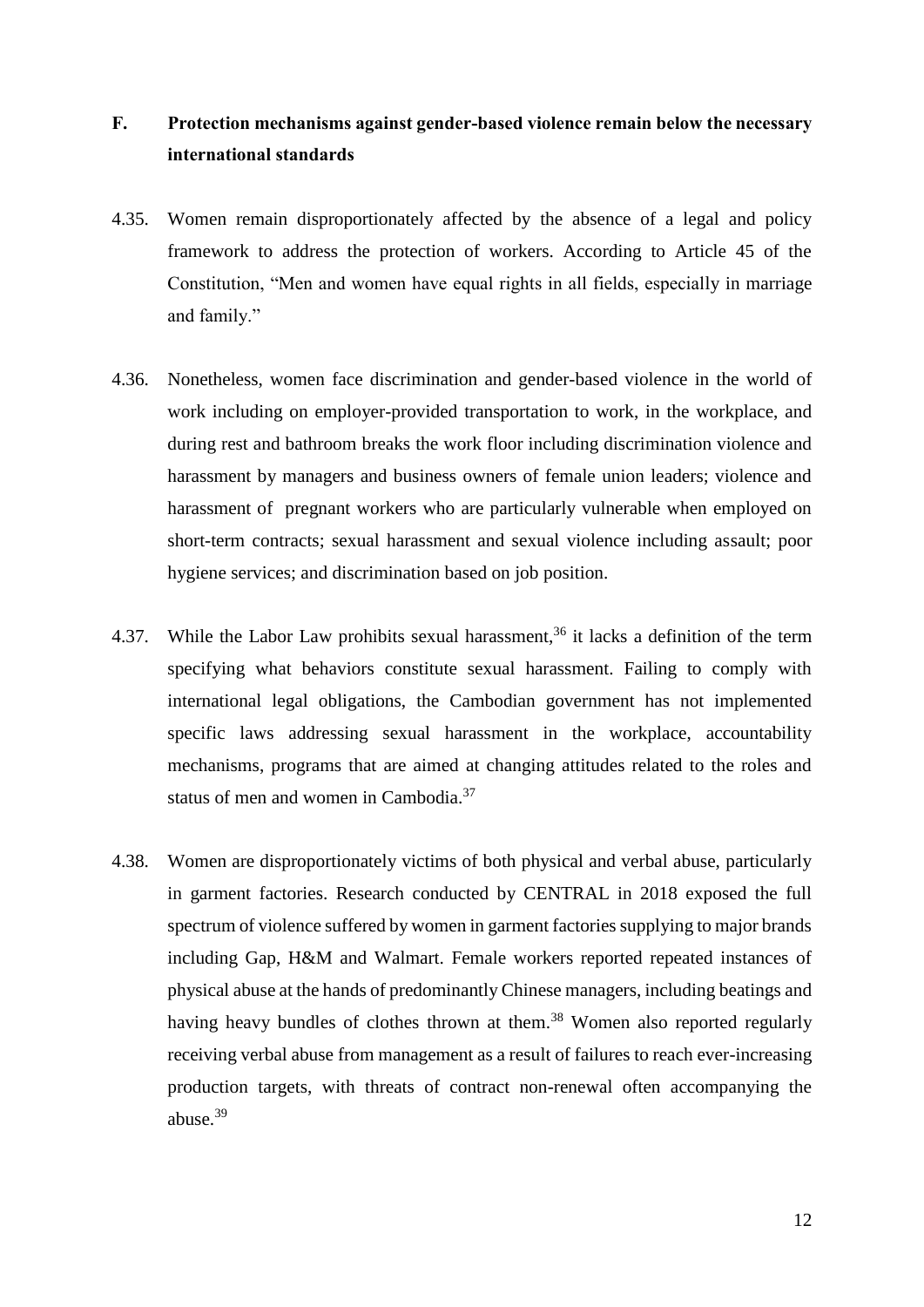## F. Protection mechanisms against gender-based violence remain below the necessary international standards

4.35. Women remain disproportionately affected by the absence of a legal and policy framework to address the protection of workers. According to Article 45 of the Constitution, "Men and women have equal rights in all fields, especially in marriage and family."

4.36. Nonetheless, women face discrimination and gender-based violence in the world of work including on employer-provided transportation to work, in the workplace, and during rest and bathroom breaks the work floor including discrimination violence and harassment by managers and business owners of female union leaders; violence and harassment of pregnant workers who are particularly vulnerable when employed on short-term contracts; sexual harassment and sexual violence including assault; poor hygiene services; and discrimination based on job position.

4.37. While the Labor Law prohibits sexual harassment,[36] it lacks a definition of the term specifying what behaviors constitute sexual harassment. Failing to comply with international legal obligations, the Cambodian government has not implemented specific laws addressing sexual harassment in the workplace, accountability mechanisms, programs that are aimed at changing attitudes related to the roles and status of men and women in Cambodia.[37]

4.38. Women are disproportionately victims of both physical and verbal abuse, particularly in garment factories. Research conducted by CENTRAL in 2018 exposed the full spectrum of violence suffered by women in garment factories supplying to major brands including Gap, H&M and Walmart. Female workers reported repeated instances of physical abuse at the hands of predominantly Chinese managers, including beatings and having heavy bundles of clothes thrown at them.[38] Women also reported regularly receiving verbal abuse from management as a result of failures to reach ever-increasing production targets, with threats of contract non-renewal often accompanying the abuse.[39]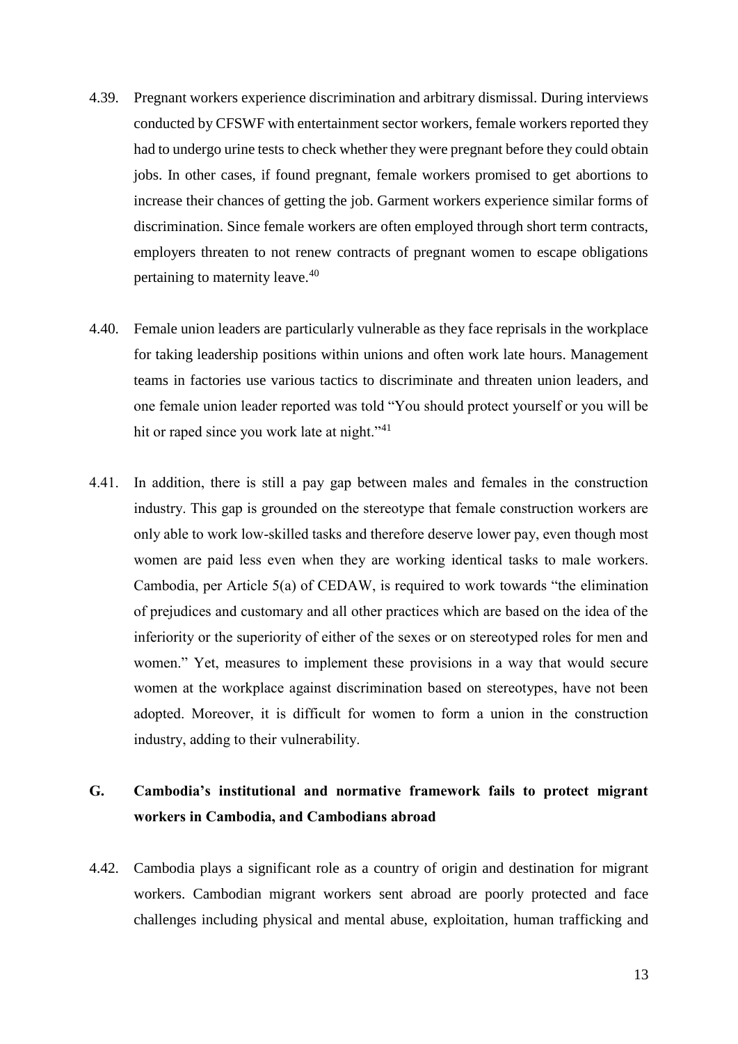4.39. Pregnant workers experience discrimination and arbitrary dismissal. During interviews conducted by CFSWF with entertainment sector workers, female workers reported they had to undergo urine tests to check whether they were pregnant before they could obtain jobs. In other cases, if found pregnant, female workers promised to get abortions to increase their chances of getting the job. Garment workers experience similar forms of discrimination. Since female workers are often employed through short term contracts, employers threaten to not renew contracts of pregnant women to escape obligations pertaining to maternity leave.[40]

4.40. Female union leaders are particularly vulnerable as they face reprisals in the workplace for taking leadership positions within unions and often work late hours. Management teams in factories use various tactics to discriminate and threaten union leaders, and one female union leader reported was told "You should protect yourself or you will be hit or raped since you work late at night."[41]

4.41. In addition, there is still a pay gap between males and females in the construction industry. This gap is grounded on the stereotype that female construction workers are only able to work low-skilled tasks and therefore deserve lower pay, even though most women are paid less even when they are working identical tasks to male workers. Cambodia, per Article 5(a) of CEDAW, is required to work towards "the elimination of prejudices and customary and all other practices which are based on the idea of the inferiority or the superiority of either of the sexes or on stereotyped roles for men and women." Yet, measures to implement these provisions in a way that would secure women at the workplace against discrimination based on stereotypes, have not been adopted. Moreover, it is difficult for women to form a union in the construction industry, adding to their vulnerability.

## G. Cambodia's institutional and normative framework fails to protect migrant workers in Cambodia, and Cambodians abroad

4.42. Cambodia plays a significant role as a country of origin and destination for migrant workers. Cambodian migrant workers sent abroad are poorly protected and face challenges including physical and mental abuse, exploitation, human trafficking and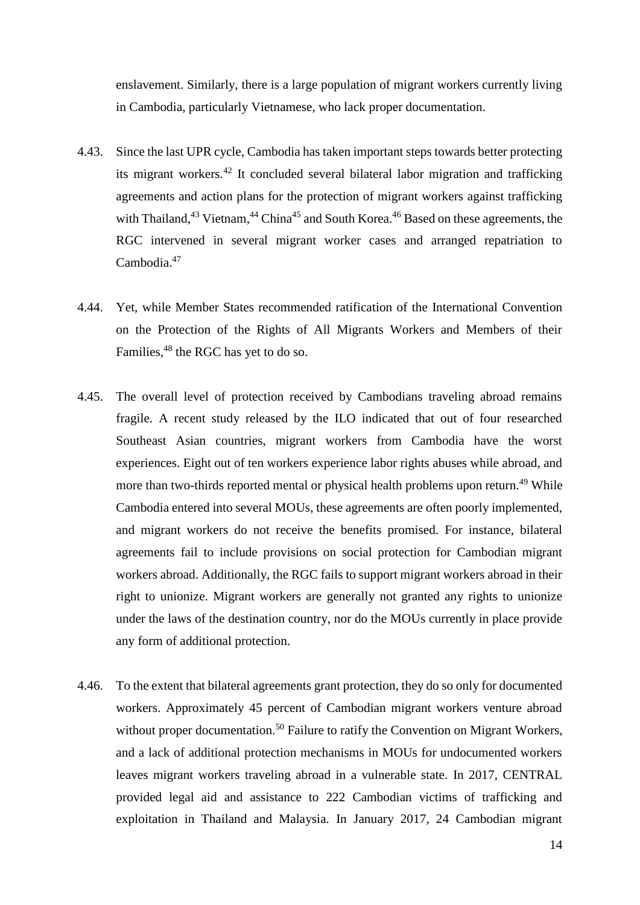enslavement. Similarly, there is a large population of migrant workers currently living in Cambodia, particularly Vietnamese, who lack proper documentation.

4.43. Since the last UPR cycle, Cambodia has taken important steps towards better protecting its migrant workers.[42] It concluded several bilateral labor migration and trafficking agreements and action plans for the protection of migrant workers against trafficking with Thailand,[43] Vietnam,[44] China[45] and South Korea.[46] Based on these agreements, the RGC intervened in several migrant worker cases and arranged repatriation to Cambodia.[47]

4.44. Yet, while Member States recommended ratification of the International Convention on the Protection of the Rights of All Migrants Workers and Members of their Families,[48] the RGC has yet to do so.

4.45. The overall level of protection received by Cambodians traveling abroad remains fragile. A recent study released by the ILO indicated that out of four researched Southeast Asian countries, migrant workers from Cambodia have the worst experiences. Eight out of ten workers experience labor rights abuses while abroad, and more than two-thirds reported mental or physical health problems upon return.[49] While Cambodia entered into several MOUs, these agreements are often poorly implemented, and migrant workers do not receive the benefits promised. For instance, bilateral agreements fail to include provisions on social protection for Cambodian migrant workers abroad. Additionally, the RGC fails to support migrant workers abroad in their right to unionize. Migrant workers are generally not granted any rights to unionize under the laws of the destination country, nor do the MOUs currently in place provide any form of additional protection.

4.46. To the extent that bilateral agreements grant protection, they do so only for documented workers. Approximately 45 percent of Cambodian migrant workers venture abroad without proper documentation.[50] Failure to ratify the Convention on Migrant Workers, and a lack of additional protection mechanisms in MOUs for undocumented workers leaves migrant workers traveling abroad in a vulnerable state. In 2017, CENTRAL provided legal aid and assistance to 222 Cambodian victims of trafficking and exploitation in Thailand and Malaysia. In January 2017, 24 Cambodian migrant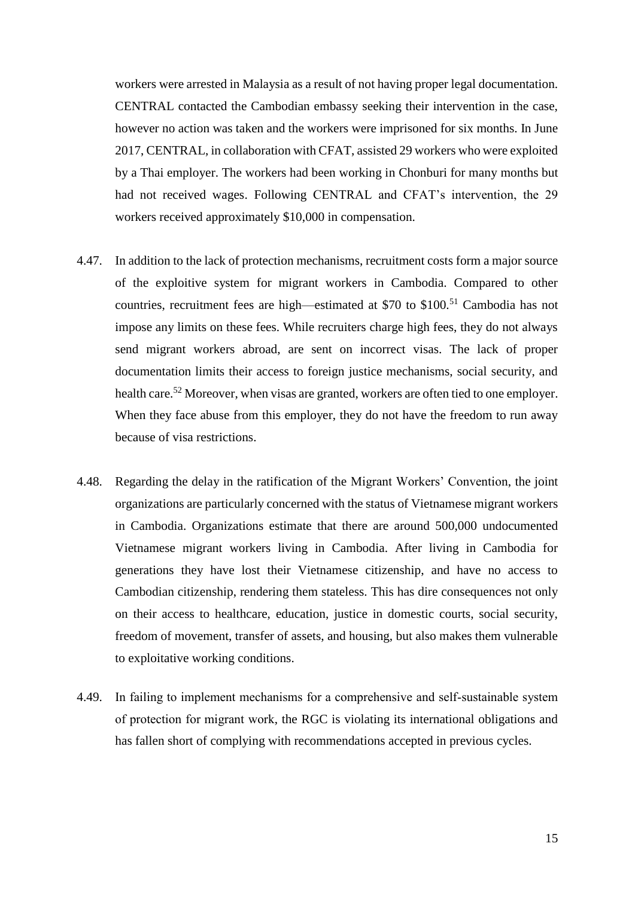workers were arrested in Malaysia as a result of not having proper legal documentation. CENTRAL contacted the Cambodian embassy seeking their intervention in the case, however no action was taken and the workers were imprisoned for six months. In June 2017, CENTRAL, in collaboration with CFAT, assisted 29 workers who were exploited by a Thai employer. The workers had been working in Chonburi for many months but had not received wages. Following CENTRAL and CFAT's intervention, the 29 workers received approximately $10,000 in compensation.

4.47. In addition to the lack of protection mechanisms, recruitment costs form a major source of the exploitive system for migrant workers in Cambodia. Compared to other countries, recruitment fees are high—estimated at $70 to $100.[51] Cambodia has not impose any limits on these fees. While recruiters charge high fees, they do not always send migrant workers abroad, are sent on incorrect visas. The lack of proper documentation limits their access to foreign justice mechanisms, social security, and health care.[52] Moreover, when visas are granted, workers are often tied to one employer. When they face abuse from this employer, they do not have the freedom to run away because of visa restrictions.

4.48. Regarding the delay in the ratification of the Migrant Workers' Convention, the joint organizations are particularly concerned with the status of Vietnamese migrant workers in Cambodia. Organizations estimate that there are around 500,000 undocumented Vietnamese migrant workers living in Cambodia. After living in Cambodia for generations they have lost their Vietnamese citizenship, and have no access to Cambodian citizenship, rendering them stateless. This has dire consequences not only on their access to healthcare, education, justice in domestic courts, social security, freedom of movement, transfer of assets, and housing, but also makes them vulnerable to exploitative working conditions.

4.49. In failing to implement mechanisms for a comprehensive and self-sustainable system of protection for migrant work, the RGC is violating its international obligations and has fallen short of complying with recommendations accepted in previous cycles.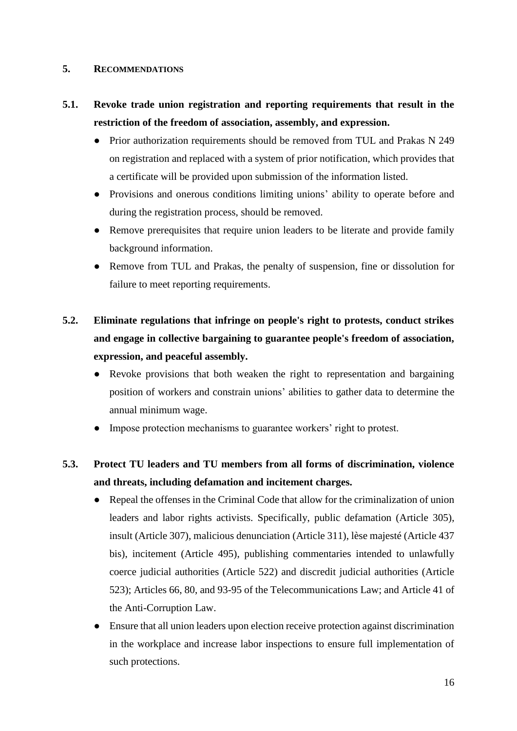## 5. RECOMMENDATIONS

### 5.1. Revoke trade union registration and reporting requirements that result in the restriction of the freedom of association, assembly, and expression.

- Prior authorization requirements should be removed from TUL and Prakas N 249 on registration and replaced with a system of prior notification, which provides that a certificate will be provided upon submission of the information listed.
- Provisions and onerous conditions limiting unions' ability to operate before and during the registration process, should be removed.
- Remove prerequisites that require union leaders to be literate and provide family background information.
- Remove from TUL and Prakas, the penalty of suspension, fine or dissolution for failure to meet reporting requirements.

### 5.2. Eliminate regulations that infringe on people's right to protests, conduct strikes and engage in collective bargaining to guarantee people's freedom of association, expression, and peaceful assembly.

- Revoke provisions that both weaken the right to representation and bargaining position of workers and constrain unions' abilities to gather data to determine the annual minimum wage.
- Impose protection mechanisms to guarantee workers' right to protest.

### 5.3. Protect TU leaders and TU members from all forms of discrimination, violence and threats, including defamation and incitement charges.

- Repeal the offenses in the Criminal Code that allow for the criminalization of union leaders and labor rights activists. Specifically, public defamation (Article 305), insult (Article 307), malicious denunciation (Article 311), lèse majesté (Article 437 bis), incitement (Article 495), publishing commentaries intended to unlawfully coerce judicial authorities (Article 522) and discredit judicial authorities (Article 523); Articles 66, 80, and 93-95 of the Telecommunications Law; and Article 41 of the Anti-Corruption Law.
- Ensure that all union leaders upon election receive protection against discrimination in the workplace and increase labor inspections to ensure full implementation of such protections.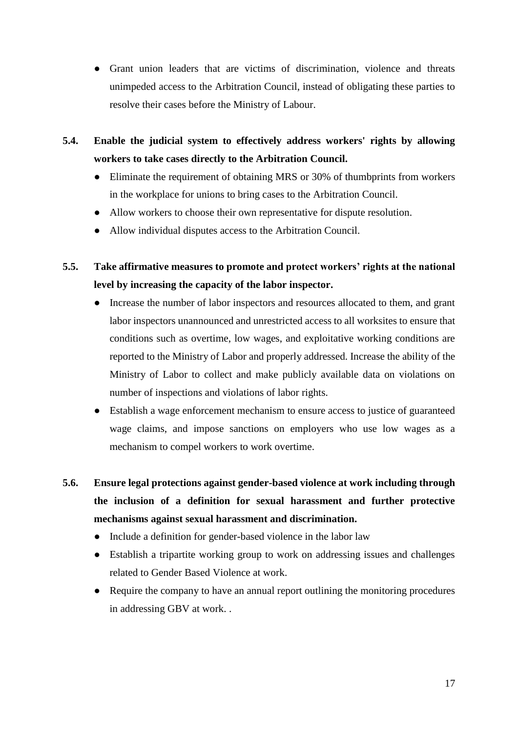- Grant union leaders that are victims of discrimination, violence and threats unimpeded access to the Arbitration Council, instead of obligating these parties to resolve their cases before the Ministry of Labour.

**5.4. Enable the judicial system to effectively address workers' rights by allowing workers to take cases directly to the Arbitration Council.**

- Eliminate the requirement of obtaining MRS or 30% of thumbprints from workers in the workplace for unions to bring cases to the Arbitration Council.
- Allow workers to choose their own representative for dispute resolution.
- Allow individual disputes access to the Arbitration Council.

**5.5. Take affirmative measures to promote and protect workers' rights at the national level by increasing the capacity of the labor inspector.**

- Increase the number of labor inspectors and resources allocated to them, and grant labor inspectors unannounced and unrestricted access to all worksites to ensure that conditions such as overtime, low wages, and exploitative working conditions are reported to the Ministry of Labor and properly addressed. Increase the ability of the Ministry of Labor to collect and make publicly available data on violations on number of inspections and violations of labor rights.
- Establish a wage enforcement mechanism to ensure access to justice of guaranteed wage claims, and impose sanctions on employers who use low wages as a mechanism to compel workers to work overtime.

**5.6. Ensure legal protections against gender-based violence at work including through the inclusion of a definition for sexual harassment and further protective mechanisms against sexual harassment and discrimination.**

- Include a definition for gender-based violence in the labor law
- Establish a tripartite working group to work on addressing issues and challenges related to Gender Based Violence at work.
- Require the company to have an annual report outlining the monitoring procedures in addressing GBV at work. .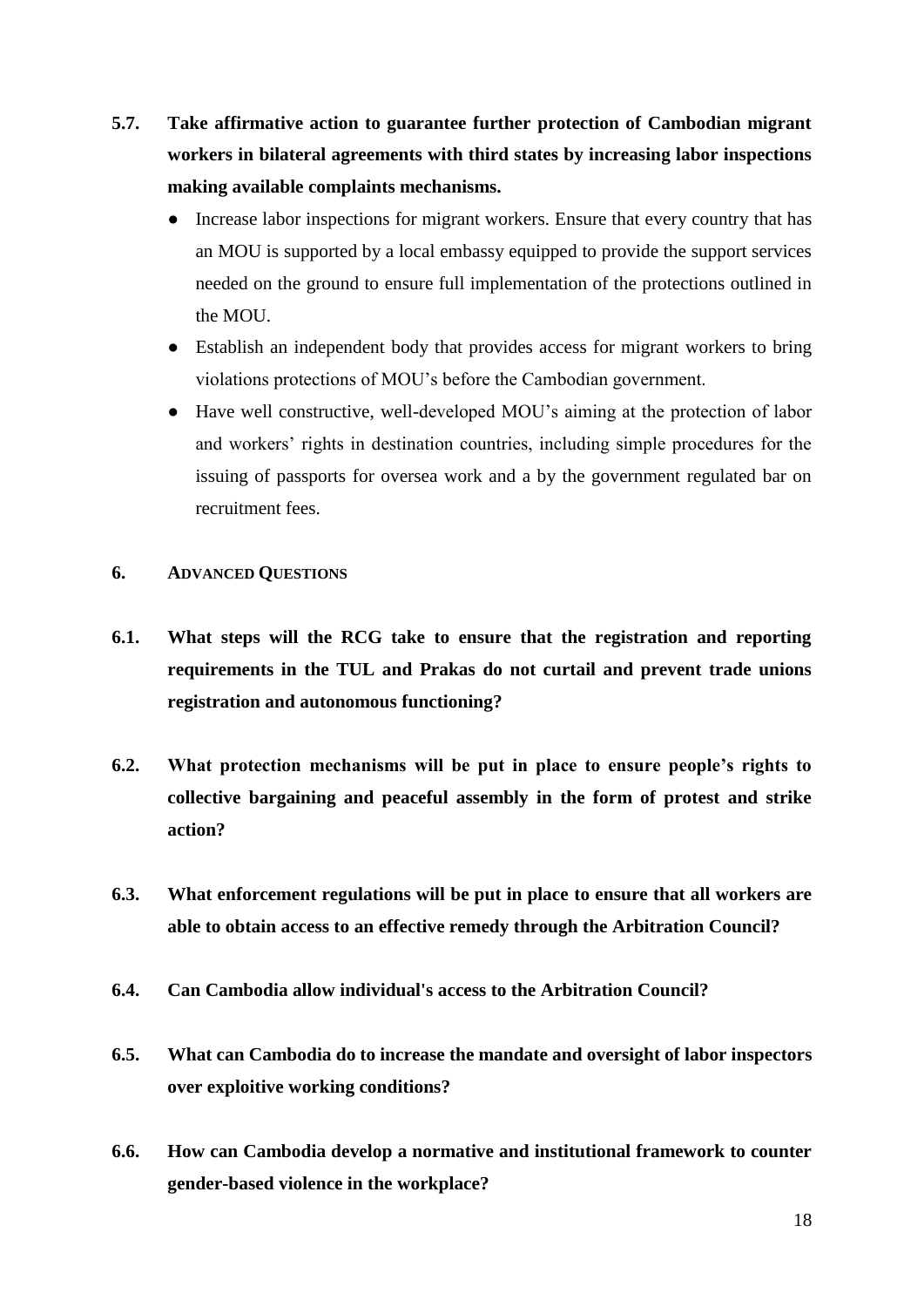**5.7. Take affirmative action to guarantee further protection of Cambodian migrant workers in bilateral agreements with third states by increasing labor inspections making available complaints mechanisms.**

- Increase labor inspections for migrant workers. Ensure that every country that has an MOU is supported by a local embassy equipped to provide the support services needed on the ground to ensure full implementation of the protections outlined in the MOU.
- Establish an independent body that provides access for migrant workers to bring violations protections of MOU's before the Cambodian government.
- Have well constructive, well-developed MOU's aiming at the protection of labor and workers' rights in destination countries, including simple procedures for the issuing of passports for oversea work and a by the government regulated bar on recruitment fees.

## 6. ADVANCED QUESTIONS

**6.1. What steps will the RCG take to ensure that the registration and reporting requirements in the TUL and Prakas do not curtail and prevent trade unions registration and autonomous functioning?**

**6.2. What protection mechanisms will be put in place to ensure people's rights to collective bargaining and peaceful assembly in the form of protest and strike action?**

**6.3. What enforcement regulations will be put in place to ensure that all workers are able to obtain access to an effective remedy through the Arbitration Council?**

**6.4. Can Cambodia allow individual's access to the Arbitration Council?**

**6.5. What can Cambodia do to increase the mandate and oversight of labor inspectors over exploitive working conditions?**

**6.6. How can Cambodia develop a normative and institutional framework to counter gender-based violence in the workplace?**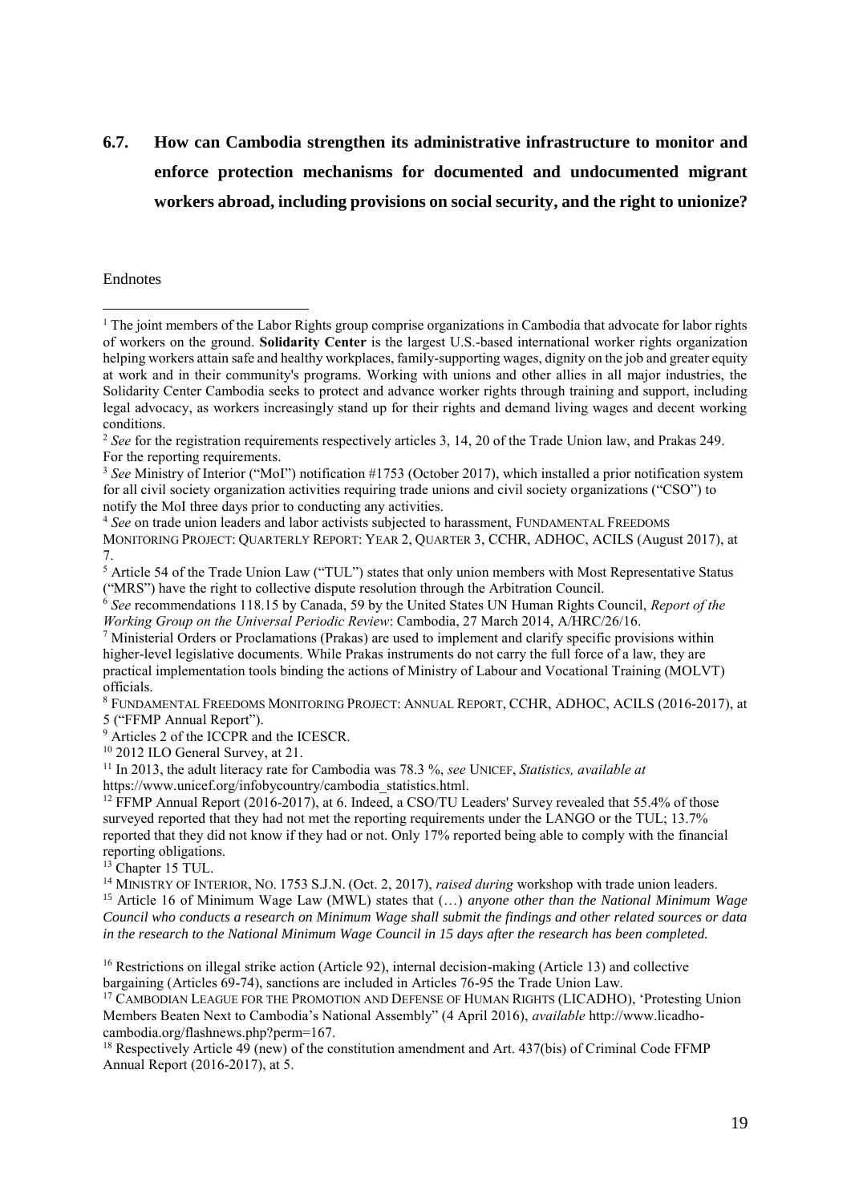## 6.7. How can Cambodia strengthen its administrative infrastructure to monitor and enforce protection mechanisms for documented and undocumented migrant workers abroad, including provisions on social security, and the right to unionize?

Endnotes

[1] The joint members of the Labor Rights group comprise organizations in Cambodia that advocate for labor rights of workers on the ground. **Solidarity Center** is the largest U.S.-based international worker rights organization helping workers attain safe and healthy workplaces, family-supporting wages, dignity on the job and greater equity at work and in their community's programs. Working with unions and other allies in all major industries, the Solidarity Center Cambodia seeks to protect and advance worker rights through training and support, including legal advocacy, as workers increasingly stand up for their rights and demand living wages and decent working conditions.

[2] *See* for the registration requirements respectively articles 3, 14, 20 of the Trade Union law, and Prakas 249. For the reporting requirements.

[3] *See* Ministry of Interior ("MoI") notification #1753 (October 2017), which installed a prior notification system for all civil society organization activities requiring trade unions and civil society organizations ("CSO") to notify the MoI three days prior to conducting any activities.

[4] *See* on trade union leaders and labor activists subjected to harassment, FUNDAMENTAL FREEDOMS MONITORING PROJECT: QUARTERLY REPORT: YEAR 2, QUARTER 3, CCHR, ADHOC, ACILS (August 2017), at 7.

[5] Article 54 of the Trade Union Law ("TUL") states that only union members with Most Representative Status ("MRS") have the right to collective dispute resolution through the Arbitration Council.

[6] *See* recommendations 118.15 by Canada, 59 by the United States UN Human Rights Council, *Report of the Working Group on the Universal Periodic Review*: Cambodia, 27 March 2014, A/HRC/26/16.

[7] Ministerial Orders or Proclamations (Prakas) are used to implement and clarify specific provisions within higher-level legislative documents. While Prakas instruments do not carry the full force of a law, they are practical implementation tools binding the actions of Ministry of Labour and Vocational Training (MOLVT) officials.

[8] FUNDAMENTAL FREEDOMS MONITORING PROJECT: ANNUAL REPORT, CCHR, ADHOC, ACILS (2016-2017), at 5 ("FFMP Annual Report").

[9] Articles 2 of the ICCPR and the ICESCR.

[10] 2012 ILO General Survey, at 21.

[11] In 2013, the adult literacy rate for Cambodia was 78.3 %, *see* UNICEF, *Statistics, available at* https://www.unicef.org/infobycountry/cambodia_statistics.html.

[12] FFMP Annual Report (2016-2017), at 6. Indeed, a CSO/TU Leaders' Survey revealed that 55.4% of those surveyed reported that they had not met the reporting requirements under the LANGO or the TUL; 13.7% reported that they did not know if they had or not. Only 17% reported being able to comply with the financial reporting obligations.

[13] Chapter 15 TUL.

[14] MINISTRY OF INTERIOR, NO. 1753 S.J.N. (Oct. 2, 2017), *raised during* workshop with trade union leaders.

[15] Article 16 of Minimum Wage Law (MWL) states that (…) *anyone other than the National Minimum Wage Council who conducts a research on Minimum Wage shall submit the findings and other related sources or data in the research to the National Minimum Wage Council in 15 days after the research has been completed.*

[16] Restrictions on illegal strike action (Article 92), internal decision-making (Article 13) and collective bargaining (Articles 69-74), sanctions are included in Articles 76-95 the Trade Union Law.

[17] CAMBODIAN LEAGUE FOR THE PROMOTION AND DEFENSE OF HUMAN RIGHTS (LICADHO), 'Protesting Union Members Beaten Next to Cambodia's National Assembly" (4 April 2016), *available* http://www.licadho-cambodia.org/flashnews.php?perm=167.

[18] Respectively Article 49 (new) of the constitution amendment and Art. 437(bis) of Criminal Code FFMP Annual Report (2016-2017), at 5.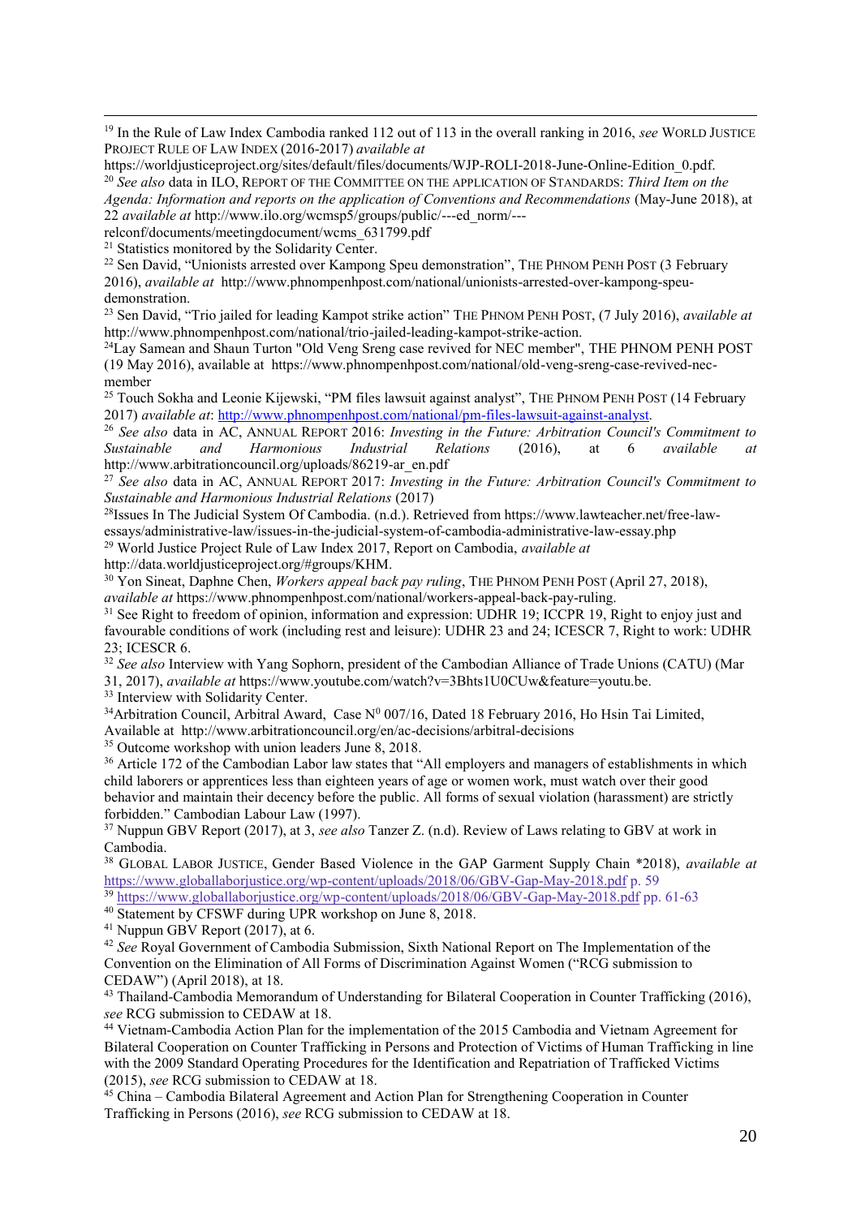[19] In the Rule of Law Index Cambodia ranked 112 out of 113 in the overall ranking in 2016, *see* WORLD JUSTICE PROJECT RULE OF LAW INDEX (2016-2017) *available at* https://worldjusticeproject.org/sites/default/files/documents/WJP-ROLI-2018-June-Online-Edition_0.pdf.

[20] *See also* data in ILO, REPORT OF THE COMMITTEE ON THE APPLICATION OF STANDARDS: *Third Item on the Agenda: Information and reports on the application of Conventions and Recommendations* (May-June 2018), at 22 *available at* http://www.ilo.org/wcmsp5/groups/public/---ed_norm/---relconf/documents/meetingdocument/wcms_631799.pdf

[21] Statistics monitored by the Solidarity Center.

[22] Sen David, "Unionists arrested over Kampong Speu demonstration", THE PHNOM PENH POST (3 February 2016), *available at* http://www.phnompenhpost.com/national/unionists-arrested-over-kampong-speu-demonstration.

[23] Sen David, "Trio jailed for leading Kampot strike action" THE PHNOM PENH POST, (7 July 2016), *available at* http://www.phnompenhpost.com/national/trio-jailed-leading-kampot-strike-action.

[24] Lay Samean and Shaun Turton "Old Veng Sreng case revived for NEC member", THE PHNOM PENH POST (19 May 2016), available at https://www.phnompenhpost.com/national/old-veng-sreng-case-revived-nec-member

[25] Touch Sokha and Leonie Kijewski, "PM files lawsuit against analyst", THE PHNOM PENH POST (14 February 2017) *available at*: http://www.phnompenhpost.com/national/pm-files-lawsuit-against-analyst.

[26] *See also* data in AC, ANNUAL REPORT 2016: *Investing in the Future: Arbitration Council's Commitment to Sustainable and Harmonious Industrial Relations* (2016), at 6 *available at* http://www.arbitrationcouncil.org/uploads/86219-ar_en.pdf

[27] *See also* data in AC, ANNUAL REPORT 2017: *Investing in the Future: Arbitration Council's Commitment to Sustainable and Harmonious Industrial Relations* (2017)

[28] Issues In The Judicial System Of Cambodia. (n.d.). Retrieved from https://www.lawteacher.net/free-law-essays/administrative-law/issues-in-the-judicial-system-of-cambodia-administrative-law-essay.php

[29] World Justice Project Rule of Law Index 2017, Report on Cambodia, *available at* http://data.worldjusticeproject.org/#groups/KHM.

[30] Yon Sineat, Daphne Chen, *Workers appeal back pay ruling*, THE PHNOM PENH POST (April 27, 2018), *available at* https://www.phnompenhpost.com/national/workers-appeal-back-pay-ruling.

[31] See Right to freedom of opinion, information and expression: UDHR 19; ICCPR 19, Right to enjoy just and favourable conditions of work (including rest and leisure): UDHR 23 and 24; ICESCR 7, Right to work: UDHR 23; ICESCR 6.

[32] *See also* Interview with Yang Sophorn, president of the Cambodian Alliance of Trade Unions (CATU) (Mar 31, 2017), *available at* https://www.youtube.com/watch?v=3Bhts1U0CUw&feature=youtu.be.

[33] Interview with Solidarity Center.

[34] Arbitration Council, Arbitral Award, Case N⁰ 007/16, Dated 18 February 2016, Ho Hsin Tai Limited, Available at http://www.arbitrationcouncil.org/en/ac-decisions/arbitral-decisions

[35] Outcome workshop with union leaders June 8, 2018.

[36] Article 172 of the Cambodian Labor law states that "All employers and managers of establishments in which child laborers or apprentices less than eighteen years of age or women work, must watch over their good behavior and maintain their decency before the public. All forms of sexual violation (harassment) are strictly forbidden." Cambodian Labour Law (1997).

[37] Nuppun GBV Report (2017), at 3, *see also* Tanzer Z. (n.d). Review of Laws relating to GBV at work in Cambodia.

[38] GLOBAL LABOR JUSTICE, Gender Based Violence in the GAP Garment Supply Chain *2018), *available at* https://www.globallaborjustice.org/wp-content/uploads/2018/06/GBV-Gap-May-2018.pdf p. 59

[39] https://www.globallaborjustice.org/wp-content/uploads/2018/06/GBV-Gap-May-2018.pdf pp. 61-63

[40] Statement by CFSWF during UPR workshop on June 8, 2018.

[41] Nuppun GBV Report (2017), at 6.

[42] *See* Royal Government of Cambodia Submission, Sixth National Report on The Implementation of the Convention on the Elimination of All Forms of Discrimination Against Women ("RCG submission to CEDAW") (April 2018), at 18.

[43] Thailand-Cambodia Memorandum of Understanding for Bilateral Cooperation in Counter Trafficking (2016), *see* RCG submission to CEDAW at 18.

[44] Vietnam-Cambodia Action Plan for the implementation of the 2015 Cambodia and Vietnam Agreement for Bilateral Cooperation on Counter Trafficking in Persons and Protection of Victims of Human Trafficking in line with the 2009 Standard Operating Procedures for the Identification and Repatriation of Trafficked Victims (2015), *see* RCG submission to CEDAW at 18.

[45] China – Cambodia Bilateral Agreement and Action Plan for Strengthening Cooperation in Counter Trafficking in Persons (2016), *see* RCG submission to CEDAW at 18.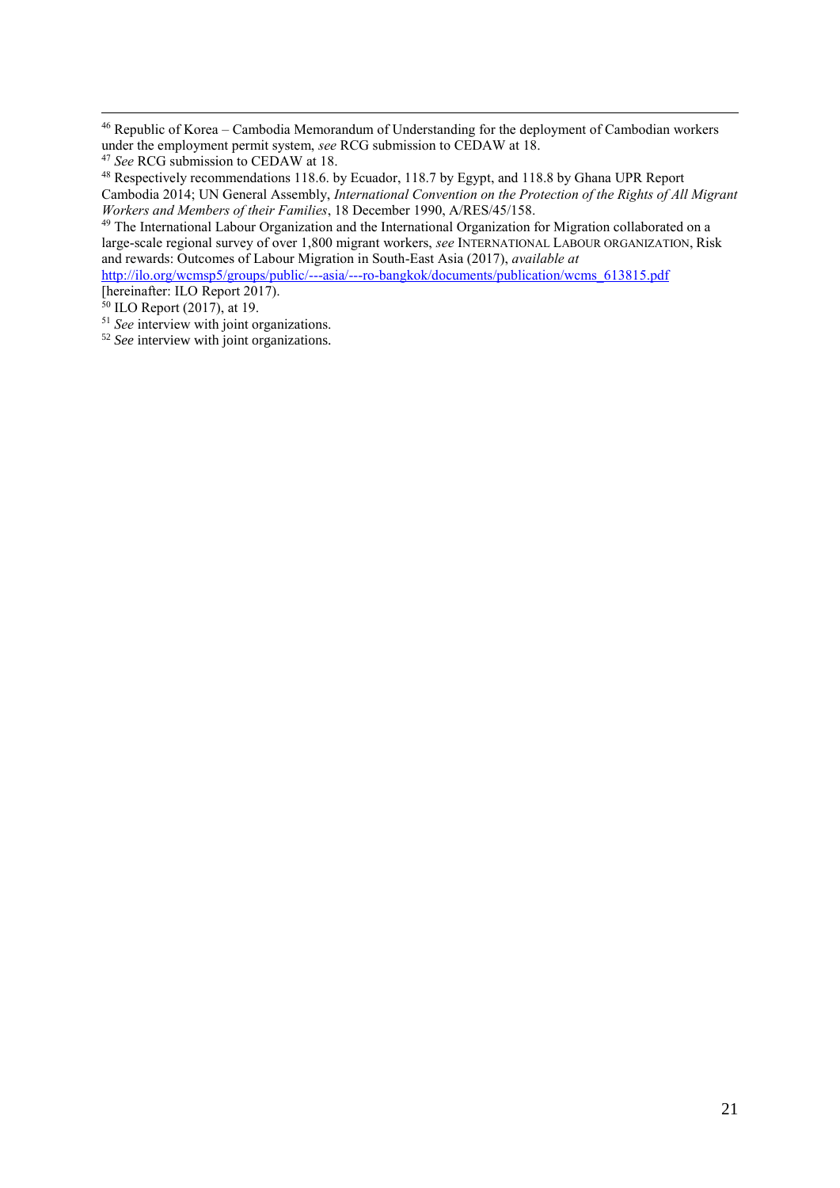[46] Republic of Korea – Cambodia Memorandum of Understanding for the deployment of Cambodian workers under the employment permit system, *see* RCG submission to CEDAW at 18.

[47] *See* RCG submission to CEDAW at 18.

[48] Respectively recommendations 118.6. by Ecuador, 118.7 by Egypt, and 118.8 by Ghana UPR Report Cambodia 2014; UN General Assembly, *International Convention on the Protection of the Rights of All Migrant Workers and Members of their Families*, 18 December 1990, A/RES/45/158.

[49] The International Labour Organization and the International Organization for Migration collaborated on a large-scale regional survey of over 1,800 migrant workers, *see* INTERNATIONAL LABOUR ORGANIZATION, Risk and rewards: Outcomes of Labour Migration in South-East Asia (2017), *available at* http://ilo.org/wcmsp5/groups/public/---asia/---ro-bangkok/documents/publication/wcms_613815.pdf [hereinafter: ILO Report 2017).

[50] ILO Report (2017), at 19.

[51] *See* interview with joint organizations.

[52] *See* interview with joint organizations.